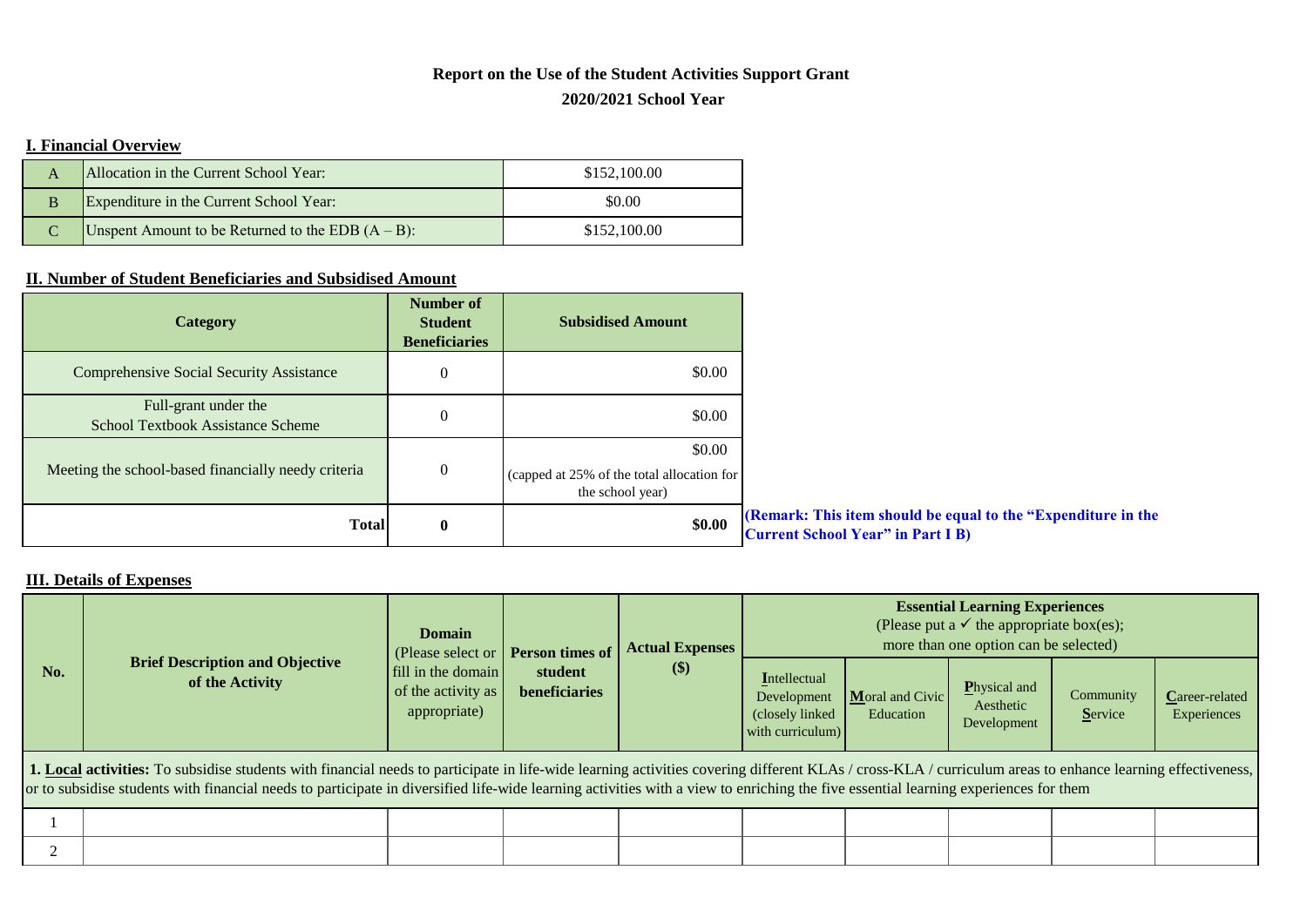# Report on the Use of the Student Activities Support Grant

## 2020/2021 School Year

### I. Financial Overview

| | | |
|---|---|---|
| A | Allocation in the Current School Year: | $152,100.00 |
| B | Expenditure in the Current School Year: | $0.00 |
| C | Unspent Amount to be Returned to the EDB (A – B): | $152,100.00 |

### II. Number of Student Beneficiaries and Subsidised Amount

| Category | Number of Student Beneficiaries | Subsidised Amount |
|---|---|---|
| Comprehensive Social Security Assistance | 0 | $0.00 |
| Full-grant under the School Textbook Assistance Scheme | 0 | $0.00 |
| Meeting the school-based financially needy criteria | 0 | $0.00 (capped at 25% of the total allocation for the school year) |
| **Total** | **0** | **$0.00** |

**(Remark: This item should be equal to the "Expenditure in the Current School Year" in Part I B)**

### III. Details of Expenses

| No. | Brief Description and Objective of the Activity | Domain (Please select or fill in the domain of the activity as appropriate) | Person times of student beneficiaries | Actual Expenses ($) | Essential Learning Experiences (Please put a ✓ the appropriate box(es); more than one option can be selected) | | | | |
|---|---|---|---|---|---|---|---|---|---|
| | | | | | Intellectual Development (closely linked with curriculum) | Moral and Civic Education | Physical and Aesthetic Development | Community Service | Career-related Experiences |
| **1. Local activities:** To subsidise students with financial needs to participate in life-wide learning activities covering different KLAs / cross-KLA / curriculum areas to enhance learning effectiveness, or to subsidise students with financial needs to participate in diversified life-wide learning activities with a view to enriching the five essential learning experiences for them | | | | | | | | | |
| 1 | | | | | | | | | |
| 2 | | | | | | | | | |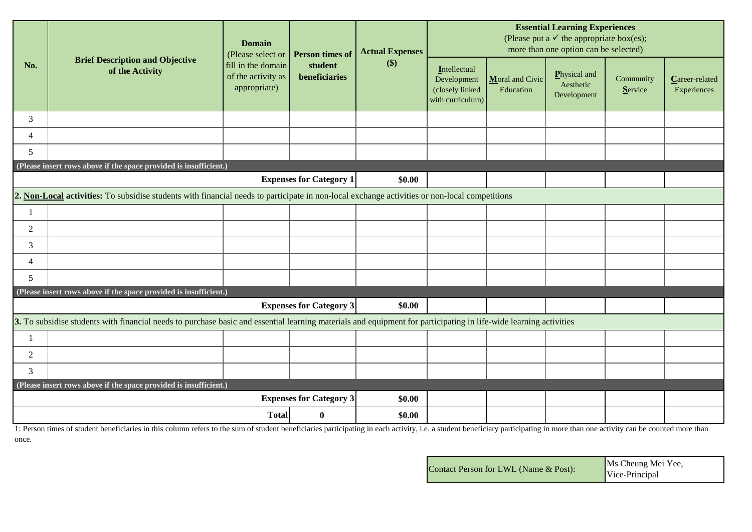| No. | Brief Description and Objective of the Activity | Domain (Please select or fill in the domain of the activity as appropriate) | Person times of student beneficiaries | Actual Expenses ($) | Essential Learning Experiences (Please put a ✓ the appropriate box(es); more than one option can be selected) | | | | |
|---|---|---|---|---|---|---|---|---|---|
| | | | | | **I**ntellectual Development (closely linked with curriculum) | **M**oral and Civic Education | **P**hysical and Aesthetic Development | Community **S**ervice | **C**areer-related Experiences |
| 3 | | | | | | | | | |
| 4 | | | | | | | | | |
| 5 | | | | | | | | | |
| **(Please insert rows above if the space provided is insufficient.)** | | | | | | | | | |
| | | | **Expenses for Category 1** | **$0.00** | | | | | |
| **2. <u>Non-Local</u> activities:** To subsidise students with financial needs to participate in non-local exchange activities or non-local competitions | | | | | | | | | |
| 1 | | | | | | | | | |
| 2 | | | | | | | | | |
| 3 | | | | | | | | | |
| 4 | | | | | | | | | |
| 5 | | | | | | | | | |
| **(Please insert rows above if the space provided is insufficient.)** | | | | | | | | | |
| | | | **Expenses for Category 3** | **$0.00** | | | | | |
| **3.** To subsidise students with financial needs to purchase basic and essential learning materials and equipment for participating in life-wide learning activities | | | | | | | | | |
| 1 | | | | | | | | | |
| 2 | | | | | | | | | |
| 3 | | | | | | | | | |
| **(Please insert rows above if the space provided is insufficient.)** | | | | | | | | | |
| | | | **Expenses for Category 3** | **$0.00** | | | | | |
| | | **Total** | **0** | **$0.00** | | | | | |

1: Person times of student beneficiaries in this column refers to the sum of student beneficiaries participating in each activity, i.e. a student beneficiary participating in more than one activity can be counted more than once.

| | |
|---|---|
| Contact Person for LWL (Name & Post): | Ms Cheung Mei Yee, Vice-Principal |